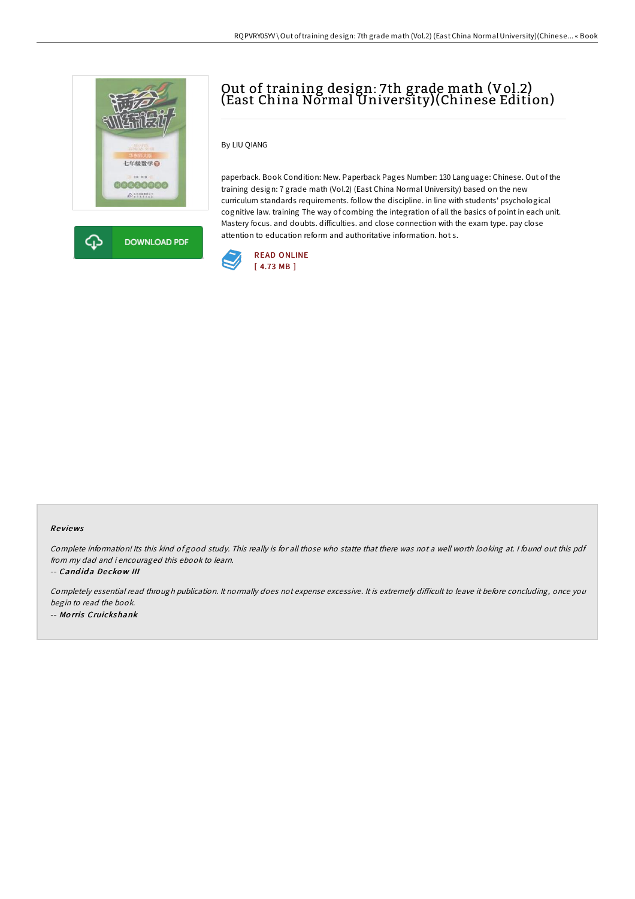# Out of training design: 7th grade math (Vol.2) (East China Normal University)(Chinese Edition)

By LIU QIANG

paperback. Book Condition: New. Paperback Pages Number: 130 Language: Chinese. Out of the training design: 7 grade math (Vol.2) (East China Normal University) based on the new curriculum standards requirements. follow the discipline. in line with students' psychological cognitive law. training The way of combing the integration of all the basics of point in each unit. Mastery focus. and doubts. difficulties. and close connection with the exam type. pay close attention to education reform and authoritative information. hot s.

DOWNLOAD PDF

READ ONLINE
[ 4.73 MB ]

## Reviews

*Complete information! Its this kind of good study. This really is for all those who statte that there was not a well worth looking at. I found out this pdf from my dad and i encouraged this ebook to learn.*

*-- Candida Deckow III*

*Completely essential read through publication. It normally does not expense excessive. It is extremely difficult to leave it before concluding, once you begin to read the book.*

*-- Morris Cruickshank*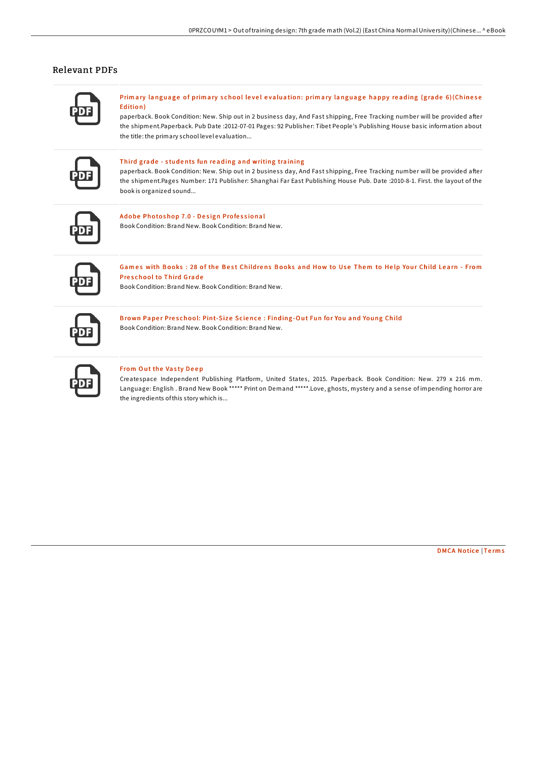## Relevant PDFs

**Primary language of primary school level evaluation: primary language happy reading (grade 6)(Chinese Edition)**

paperback. Book Condition: New. Ship out in 2 business day, And Fast shipping, Free Tracking number will be provided after the shipment.Paperback. Pub Date :2012-07-01 Pages: 92 Publisher: Tibet People's Publishing House basic information about the title: the primary school level evaluation...

**Third grade - students fun reading and writing training**

paperback. Book Condition: New. Ship out in 2 business day, And Fast shipping, Free Tracking number will be provided after the shipment.Pages Number: 171 Publisher: Shanghai Far East Publishing House Pub. Date :2010-8-1. First. the layout of the book is organized sound...

**Adobe Photoshop 7.0 - Design Professional**

Book Condition: Brand New. Book Condition: Brand New.

**Games with Books : 28 of the Best Childrens Books and How to Use Them to Help Your Child Learn - From Preschool to Third Grade**

Book Condition: Brand New. Book Condition: Brand New.

**Brown Paper Preschool: Pint-Size Science : Finding-Out Fun for You and Young Child**

Book Condition: Brand New. Book Condition: Brand New.

**From Out the Vasty Deep**

Createspace Independent Publishing Platform, United States, 2015. Paperback. Book Condition: New. 279 x 216 mm. Language: English . Brand New Book ***** Print on Demand *****.Love, ghosts, mystery and a sense of impending horror are the ingredients of this story which is...